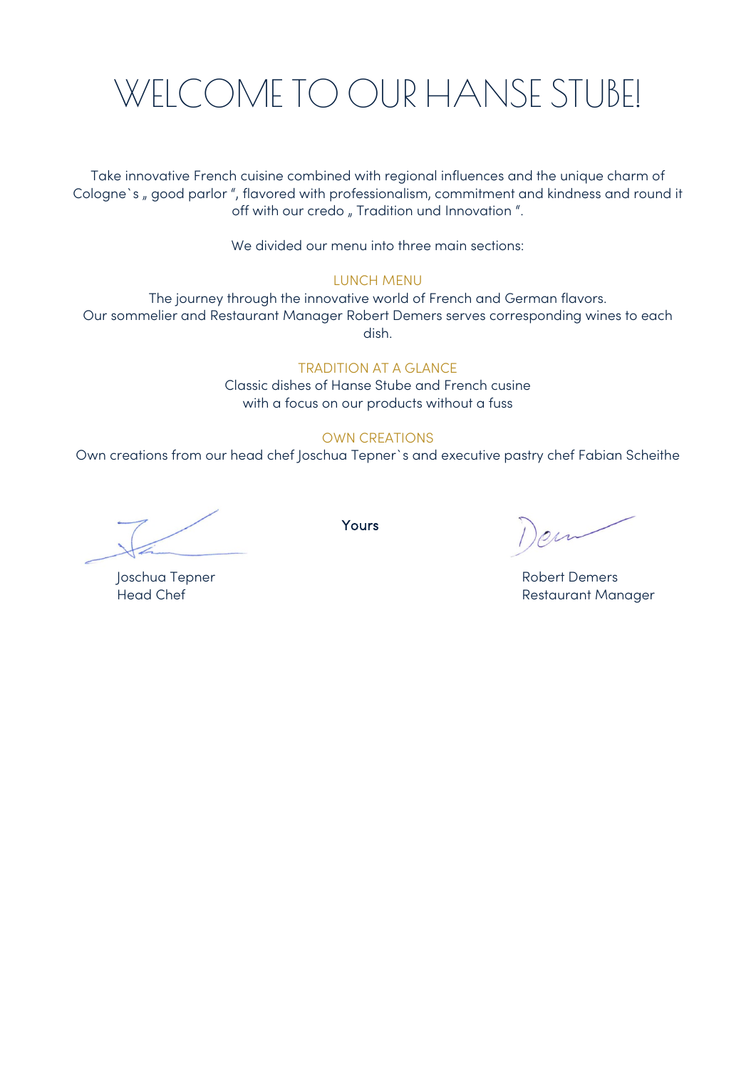# WELCOME TO OUR HANSE STUBE!

Take innovative French cuisine combined with regional influences and the unique charm of Cologne`s „ good parlor ", flavored with professionalism, commitment and kindness and round it off with our credo „ Tradition und Innovation ".

We divided our menu into three main sections:

## LUNCH MENU

The journey through the innovative world of French and German flavors.
Our sommelier and Restaurant Manager Robert Demers serves corresponding wines to each dish.

## TRADITION AT A GLANCE

Classic dishes of Hanse Stube and French cuisine
with a focus on our products without a fuss

## OWN CREATIONS

Own creations from our head chef Joschua Tepner`s and executive pastry chef Fabian Scheithe

**Yours**

Joschua Tepner
Head Chef

Robert Demers
Restaurant Manager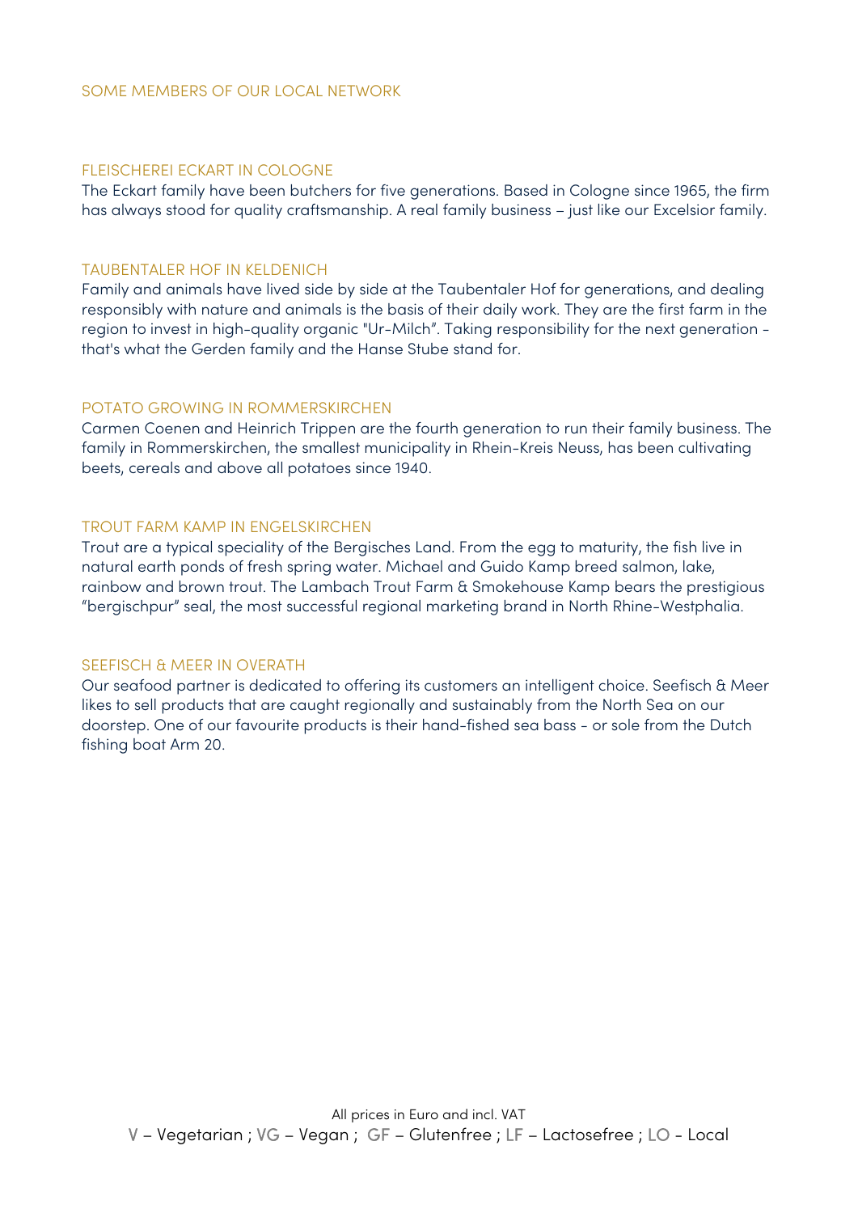## SOME MEMBERS OF OUR LOCAL NETWORK

### FLEISCHEREI ECKART IN COLOGNE

The Eckart family have been butchers for five generations. Based in Cologne since 1965, the firm has always stood for quality craftsmanship. A real family business – just like our Excelsior family.

### TAUBENTALER HOF IN KELDENICH

Family and animals have lived side by side at the Taubentaler Hof for generations, and dealing responsibly with nature and animals is the basis of their daily work. They are the first farm in the region to invest in high-quality organic "Ur-Milch". Taking responsibility for the next generation - that's what the Gerden family and the Hanse Stube stand for.

### POTATO GROWING IN ROMMERSKIRCHEN

Carmen Coenen and Heinrich Trippen are the fourth generation to run their family business. The family in Rommerskirchen, the smallest municipality in Rhein-Kreis Neuss, has been cultivating beets, cereals and above all potatoes since 1940.

### TROUT FARM KAMP IN ENGELSKIRCHEN

Trout are a typical speciality of the Bergisches Land. From the egg to maturity, the fish live in natural earth ponds of fresh spring water. Michael and Guido Kamp breed salmon, lake, rainbow and brown trout. The Lambach Trout Farm & Smokehouse Kamp bears the prestigious "bergischpur" seal, the most successful regional marketing brand in North Rhine-Westphalia.

### SEEFISCH & MEER IN OVERATH

Our seafood partner is dedicated to offering its customers an intelligent choice. Seefisch & Meer likes to sell products that are caught regionally and sustainably from the North Sea on our doorstep. One of our favourite products is their hand-fished sea bass - or sole from the Dutch fishing boat Arm 20.

All prices in Euro and incl. VAT

V – Vegetarian ; VG – Vegan ; GF – Glutenfree ; LF – Lactosefree ; LO - Local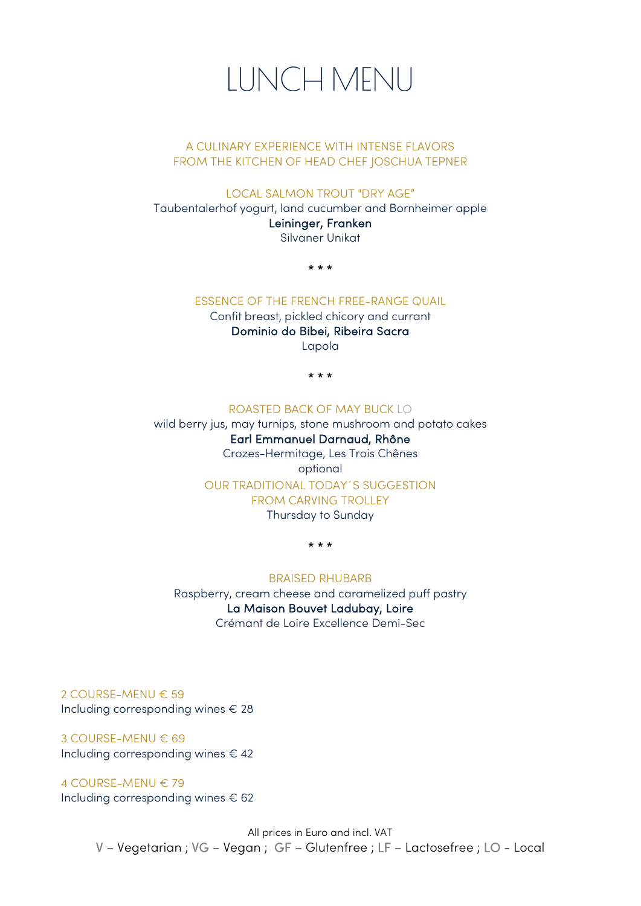# LUNCH MENU

A CULINARY EXPERIENCE WITH INTENSE FLAVORS
FROM THE KITCHEN OF HEAD CHEF JOSCHUA TEPNER

LOCAL SALMON TROUT "DRY AGE"
Taubentalerhof yogurt, land cucumber and Bornheimer apple
**Leininger, Franken**
Silvaner Unikat

* * *

ESSENCE OF THE FRENCH FREE-RANGE QUAIL
Confit breast, pickled chicory and currant
**Dominio do Bibei, Ribeira Sacra**
Lapola

* * *

ROASTED BACK OF MAY BUCK LO
wild berry jus, may turnips, stone mushroom and potato cakes
**Earl Emmanuel Darnaud, Rhône**
Crozes-Hermitage, Les Trois Chênes
optional
OUR TRADITIONAL TODAY´S SUGGESTION
FROM CARVING TROLLEY
Thursday to Sunday

* * *

BRAISED RHUBARB
Raspberry, cream cheese and caramelized puff pastry
**La Maison Bouvet Ladubay, Loire**
Crémant de Loire Excellence Demi-Sec

2 COURSE-MENU € 59
Including corresponding wines € 28

3 COURSE-MENU € 69
Including corresponding wines € 42

4 COURSE-MENU € 79
Including corresponding wines € 62

All prices in Euro and incl. VAT
V – Vegetarian ; VG – Vegan ; GF – Glutenfree ; LF – Lactosefree ; LO - Local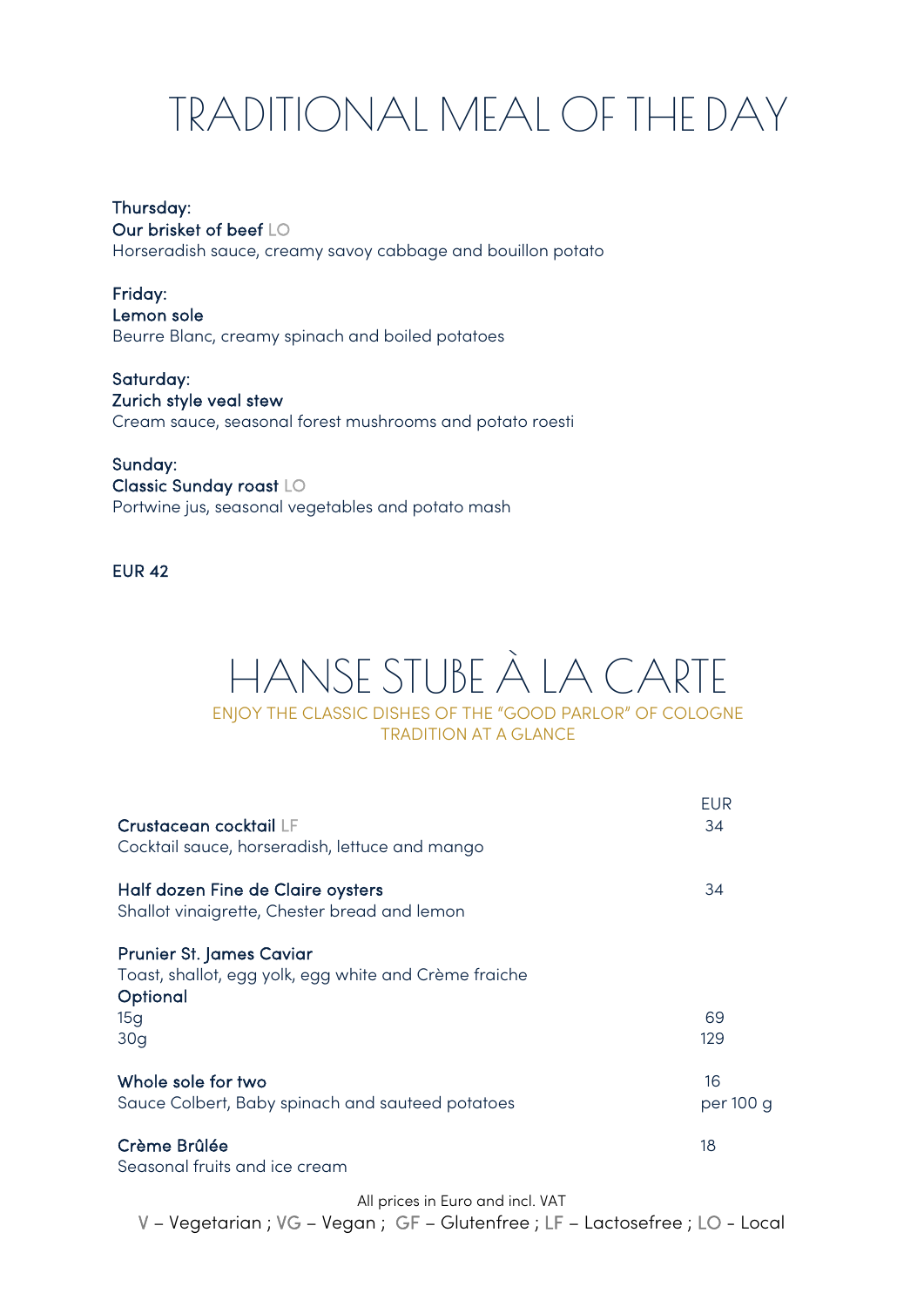# TRADITIONAL MEAL OF THE DAY

**Thursday:**
**Our brisket of beef** LO
Horseradish sauce, creamy savoy cabbage and bouillon potato

**Friday:**
**Lemon sole**
Beurre Blanc, creamy spinach and boiled potatoes

**Saturday:**
**Zurich style veal stew**
Cream sauce, seasonal forest mushrooms and potato roesti

**Sunday:**
**Classic Sunday roast** LO
Portwine jus, seasonal vegetables and potato mash

**EUR 42**

# HANSE STUBE À LA CARTE

ENJOY THE CLASSIC DISHES OF THE "GOOD PARLOR" OF COLOGNE
TRADITION AT A GLANCE

| | EUR |
|---|---|
| **Crustacean cocktail** LF<br>Cocktail sauce, horseradish, lettuce and mango | 34 |
| **Half dozen Fine de Claire oysters**<br>Shallot vinaigrette, Chester bread and lemon | 34 |
| **Prunier St. James Caviar**<br>Toast, shallot, egg yolk, egg white and Crème fraiche<br>**Optional** | |
| 15g | 69 |
| 30g | 129 |
| **Whole sole for two**<br>Sauce Colbert, Baby spinach and sauteed potatoes | 16<br>per 100 g |
| **Crème Brûlée**<br>Seasonal fruits and ice cream | 18 |

All prices in Euro and incl. VAT

V – Vegetarian ; VG – Vegan ; GF – Glutenfree ; LF – Lactosefree ; LO - Local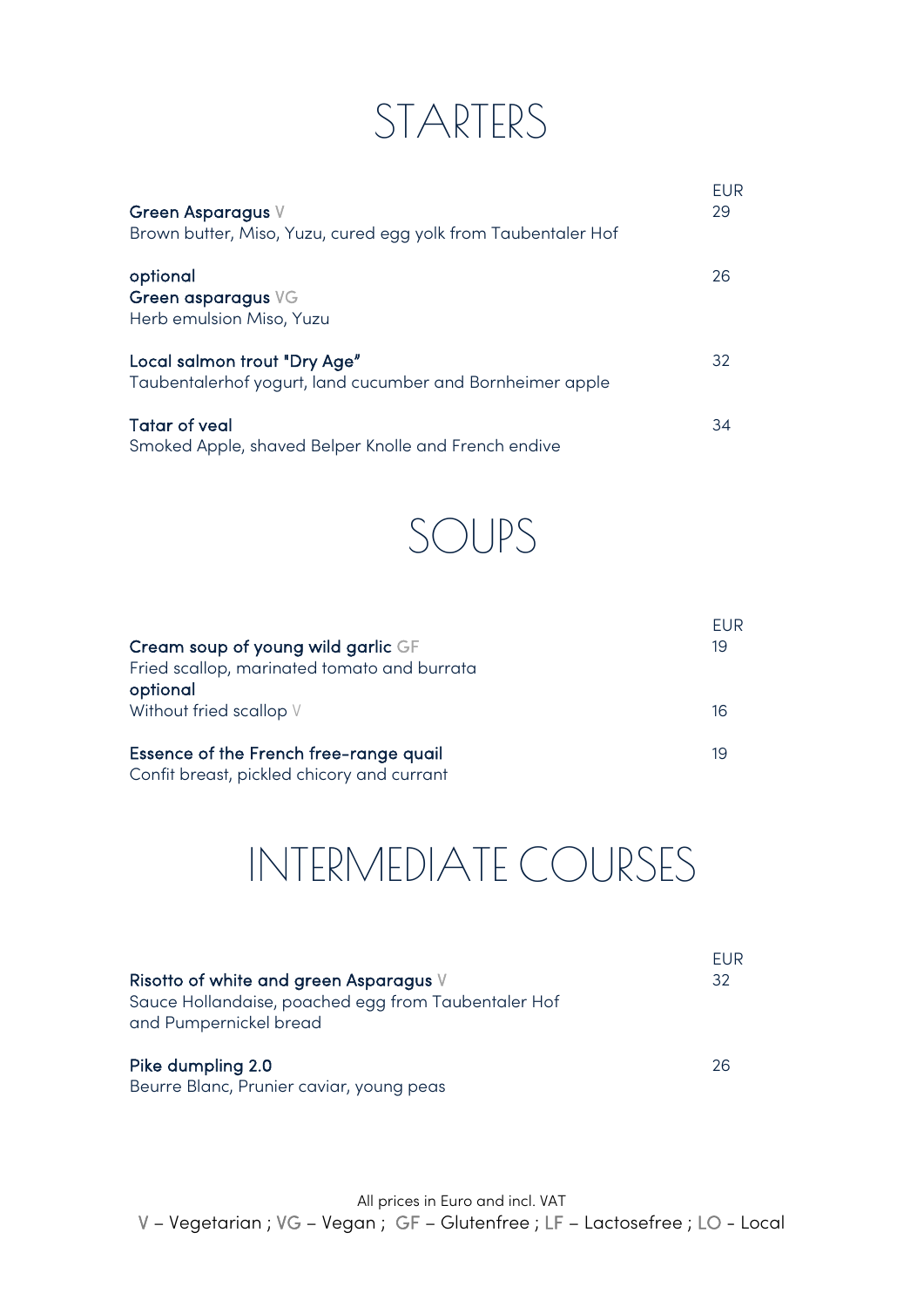# STARTERS

| | EUR |
|---|---|
| **Green Asparagus** V<br>Brown butter, Miso, Yuzu, cured egg yolk from Taubentaler Hof | 29 |
| **optional**<br>**Green asparagus** VG<br>Herb emulsion Miso, Yuzu | 26 |
| **Local salmon trout "Dry Age"**<br>Taubentalerhof yogurt, land cucumber and Bornheimer apple | 32 |
| **Tatar of veal**<br>Smoked Apple, shaved Belper Knolle and French endive | 34 |

# SOUPS

| | EUR |
|---|---|
| **Cream soup of young wild garlic** GF<br>Fried scallop, marinated tomato and burrata | 19 |
| **optional**<br>Without fried scallop V | 16 |
| **Essence of the French free-range quail**<br>Confit breast, pickled chicory and currant | 19 |

# INTERMEDIATE COURSES

| | EUR |
|---|---|
| **Risotto of white and green Asparagus** V<br>Sauce Hollandaise, poached egg from Taubentaler Hof and Pumpernickel bread | 32 |
| **Pike dumpling 2.0**<br>Beurre Blanc, Prunier caviar, young peas | 26 |

All prices in Euro and incl. VAT

V – Vegetarian ; VG – Vegan ; GF – Glutenfree ; LF – Lactosefree ; LO - Local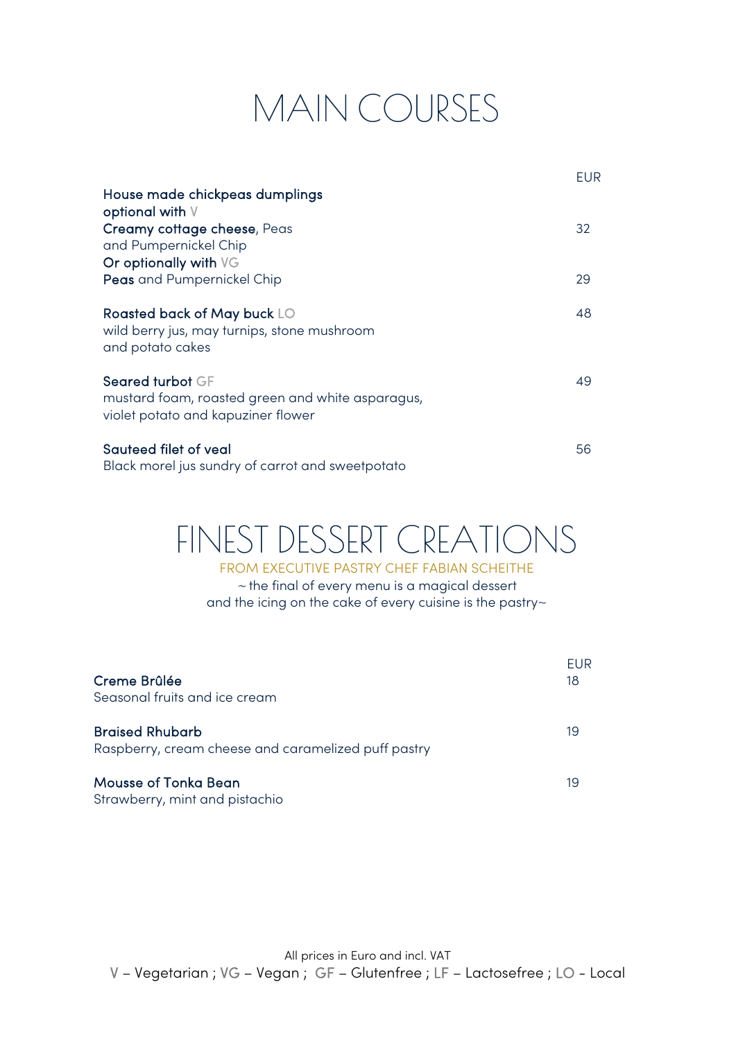# MAIN COURSES

| | EUR |
|---|---|
| **House made chickpeas dumplings**<br>**optional with** V<br>**Creamy cottage cheese**, Peas<br>and Pumpernickel Chip | 32 |
| **Or optionally with** VG<br>**Peas** and Pumpernickel Chip | 29 |
| **Roasted back of May buck** LO<br>wild berry jus, may turnips, stone mushroom<br>and potato cakes | 48 |
| **Seared turbot** GF<br>mustard foam, roasted green and white asparagus,<br>violet potato and kapuziner flower | 49 |
| **Sauteed filet of veal**<br>Black morel jus sundry of carrot and sweetpotato | 56 |

# FINEST DESSERT CREATIONS

FROM EXECUTIVE PASTRY CHEF FABIAN SCHEITHE

~ the final of every menu is a magical dessert
and the icing on the cake of every cuisine is the pastry~

| | EUR |
|---|---|
| **Creme Brûlée**<br>Seasonal fruits and ice cream | 18 |
| **Braised Rhubarb**<br>Raspberry, cream cheese and caramelized puff pastry | 19 |
| **Mousse of Tonka Bean**<br>Strawberry, mint and pistachio | 19 |

All prices in Euro and incl. VAT

V – Vegetarian ; VG – Vegan ; GF – Glutenfree ; LF – Lactosefree ; LO - Local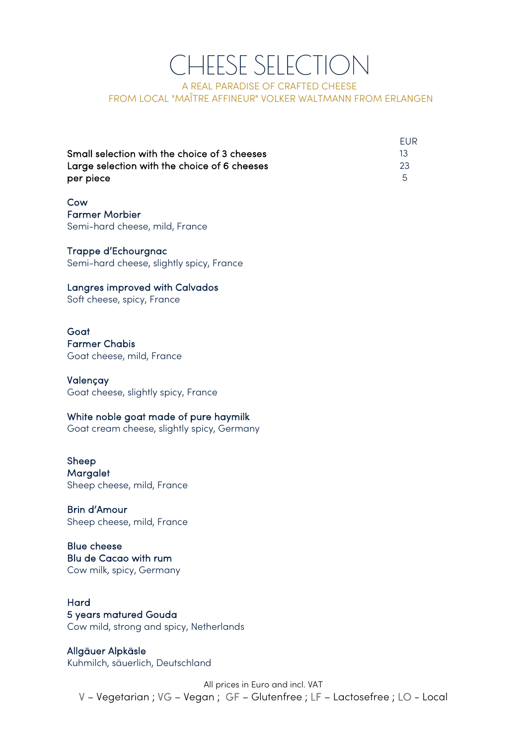# CHEESE SELECTION

A REAL PARADISE OF CRAFTED CHEESE
FROM LOCAL "MAÎTRE AFFINEUR" VOLKER WALTMANN FROM ERLANGEN

| | EUR |
|---|---|
| Small selection with the choice of 3 cheeses | 13 |
| Large selection with the choice of 6 cheeses | 23 |
| per piece | 5 |

### Cow

**Farmer Morbier**
Semi-hard cheese, mild, France

**Trappe d'Echourgnac**
Semi-hard cheese, slightly spicy, France

**Langres improved with Calvados**
Soft cheese, spicy, France

### Goat

**Farmer Chabis**
Goat cheese, mild, France

**Valençay**
Goat cheese, slightly spicy, France

**White noble goat made of pure haymilk**
Goat cream cheese, slightly spicy, Germany

### Sheep

**Margalet**
Sheep cheese, mild, France

**Brin d'Amour**
Sheep cheese, mild, France

### Blue cheese

**Blu de Cacao with rum**
Cow milk, spicy, Germany

### Hard

**5 years matured Gouda**
Cow mild, strong and spicy, Netherlands

**Allgäuer Alpkäsle**
Kuhmilch, säuerlich, Deutschland

All prices in Euro and incl. VAT

V – Vegetarian ; VG – Vegan ; GF – Glutenfree ; LF – Lactosefree ; LO - Local